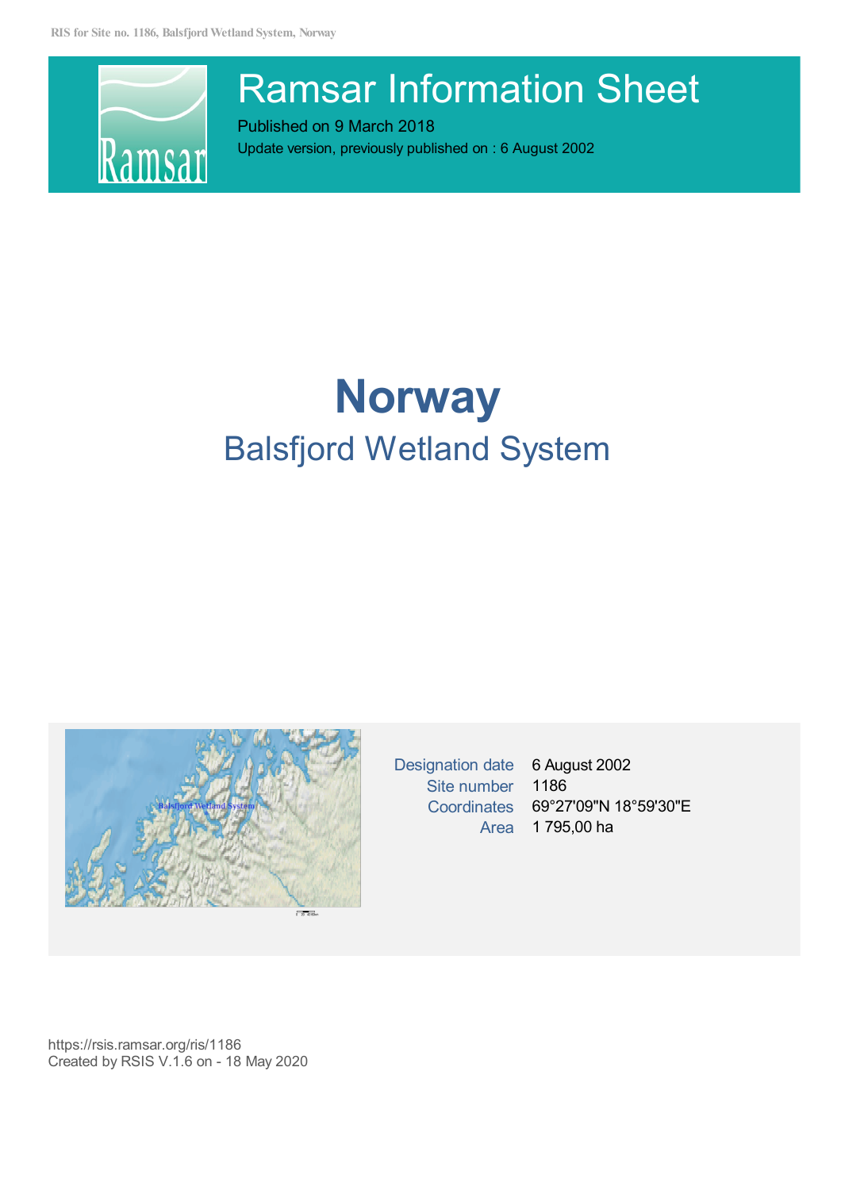# Ramsar Information Sheet

Published on 9 March 2018

Update version, previously published on : 6 August 2002

# Norway

## Balsfjord Wetland System

| | |
|---|---|
| Designation date | 6 August 2002 |
| Site number | 1186 |
| Coordinates | 69°27'09"N 18°59'30"E |
| Area | 1 795,00 ha |

https://rsis.ramsar.org/ris/1186
Created by RSIS V.1.6 on - 18 May 2020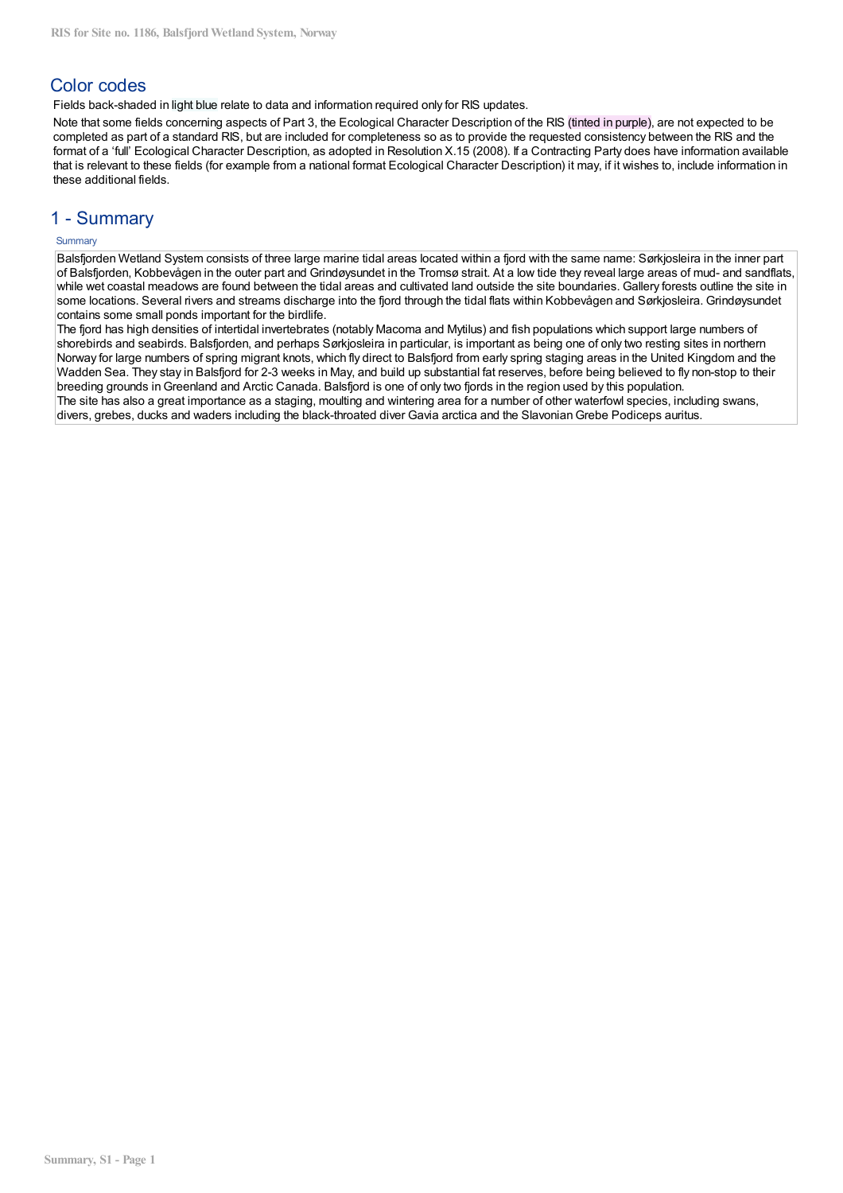## Color codes

Fields back-shaded in light blue relate to data and information required only for RIS updates.

Note that some fields concerning aspects of Part 3, the Ecological Character Description of the RIS (tinted in purple), are not expected to be completed as part of a standard RIS, but are included for completeness so as to provide the requested consistency between the RIS and the format of a 'full' Ecological Character Description, as adopted in Resolution X.15 (2008). If a Contracting Party does have information available that is relevant to these fields (for example from a national format Ecological Character Description) it may, if it wishes to, include information in these additional fields.

## 1 - Summary

Summary

Balsfjorden Wetland System consists of three large marine tidal areas located within a fjord with the same name: Sørkjosleira in the inner part of Balsfjorden, Kobbevågen in the outer part and Grindøysundet in the Tromsø strait. At a low tide they reveal large areas of mud- and sandflats, while wet coastal meadows are found between the tidal areas and cultivated land outside the site boundaries. Gallery forests outline the site in some locations. Several rivers and streams discharge into the fjord through the tidal flats within Kobbevågen and Sørkjosleira. Grindøysundet contains some small ponds important for the birdlife.

The fjord has high densities of intertidal invertebrates (notably Macoma and Mytilus) and fish populations which support large numbers of shorebirds and seabirds. Balsfjorden, and perhaps Sørkjosleira in particular, is important as being one of only two resting sites in northern Norway for large numbers of spring migrant knots, which fly direct to Balsfjord from early spring staging areas in the United Kingdom and the Wadden Sea. They stay in Balsfjord for 2-3 weeks in May, and build up substantial fat reserves, before being believed to fly non-stop to their breeding grounds in Greenland and Arctic Canada. Balsfjord is one of only two fjords in the region used by this population.

The site has also a great importance as a staging, moulting and wintering area for a number of other waterfowl species, including swans, divers, grebes, ducks and waders including the black-throated diver Gavia arctica and the Slavonian Grebe Podiceps auritus.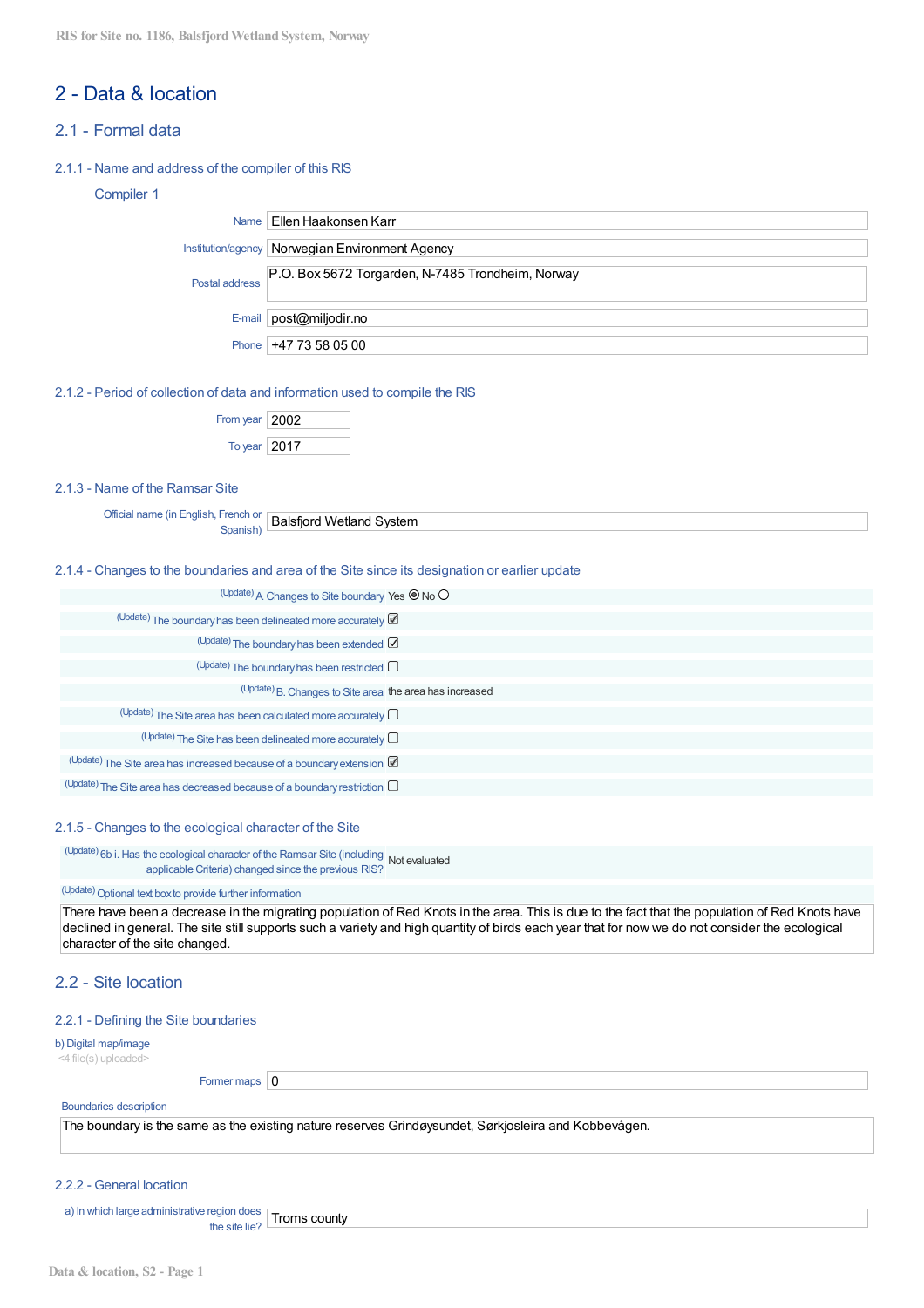# 2 - Data & location

## 2.1 - Formal data

### 2.1.1 - Name and address of the compiler of this RIS

#### Compiler 1

| | |
|---|---|
| Name | Ellen Haakonsen Karr |
| Institution/agency | Norwegian Environment Agency |
| Postal address | P.O. Box 5672 Torgarden, N-7485 Trondheim, Norway |
| E-mail | post@miljodir.no |
| Phone | +47 73 58 05 00 |

### 2.1.2 - Period of collection of data and information used to compile the RIS

| | |
|---|---|
| From year | 2002 |
| To year | 2017 |

### 2.1.3 - Name of the Ramsar Site

| | |
|---|---|
| Official name (in English, French or Spanish) | Balsfjord Wetland System |

### 2.1.4 - Changes to the boundaries and area of the Site since its designation or earlier update

| | |
|---|---|
| (Update) A. Changes to Site boundary | Yes ☒ No ☐ |
| (Update) The boundary has been delineated more accurately | ☑ |
| (Update) The boundary has been extended | ☑ |
| (Update) The boundary has been restricted | ☐ |
| (Update) B. Changes to Site area | the area has increased |
| (Update) The Site area has been calculated more accurately | ☐ |
| (Update) The Site has been delineated more accurately | ☐ |
| (Update) The Site area has increased because of a boundary extension | ☑ |
| (Update) The Site area has decreased because of a boundary restriction | ☐ |

### 2.1.5 - Changes to the ecological character of the Site

| | |
|---|---|
| (Update) 6b i. Has the ecological character of the Ramsar Site (including applicable Criteria) changed since the previous RIS? | Not evaluated |

(Update) Optional text box to provide further information

There have been a decrease in the migrating population of Red Knots in the area. This is due to the fact that the population of Red Knots have declined in general. The site still supports such a variety and high quantity of birds each year that for now we do not consider the ecological character of the site changed.

## 2.2 - Site location

### 2.2.1 - Defining the Site boundaries

b) Digital map/image

<4 file(s) uploaded>

| | |
|---|---|
| Former maps | 0 |

Boundaries description

The boundary is the same as the existing nature reserves Grindøysundet, Sørkjosleira and Kobbevågen.

### 2.2.2 - General location

| | |
|---|---|
| a) In which large administrative region does the site lie? | Troms county |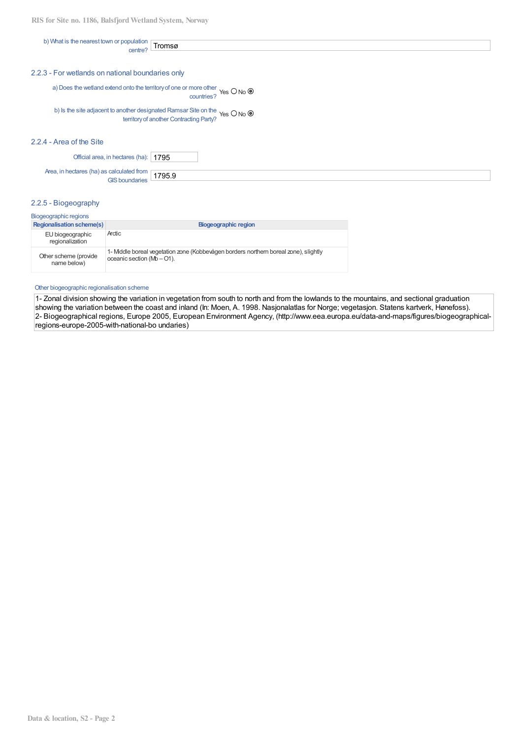b) What is the nearest town or population centre? Tromsø

### 2.2.3 - For wetlands on national boundaries only

a) Does the wetland extend onto the territory of one or more other countries? Yes ○ No ◉

b) Is the site adjacent to another designated Ramsar Site on the territory of another Contracting Party? Yes ○ No ◉

### 2.2.4 - Area of the Site

Official area, in hectares (ha): 1795

Area, in hectares (ha) as calculated from GIS boundaries: 1795.9

### 2.2.5 - Biogeography

Biogeographic regions

| Regionalisation scheme(s) | Biogeographic region |
|---|---|
| EU biogeographic regionalization | Arctic |
| Other scheme (provide name below) | 1- Middle boreal vegetation zone (Kobbevågen borders northern boreal zone), slightly oceanic section (Mb – O1). |

Other biogeographic regionalisation scheme

1- Zonal division showing the variation in vegetation from south to north and from the lowlands to the mountains, and sectional graduation showing the variation between the coast and inland (In: Moen, A. 1998. Nasjonalatlas for Norge; vegetasjon. Statens kartverk, Hønefoss).
2- Biogeographical regions, Europe 2005, European Environment Agency, (http://www.eea.europa.eu/data-and-maps/figures/biogeographical-regions-europe-2005-with-national-bo undaries)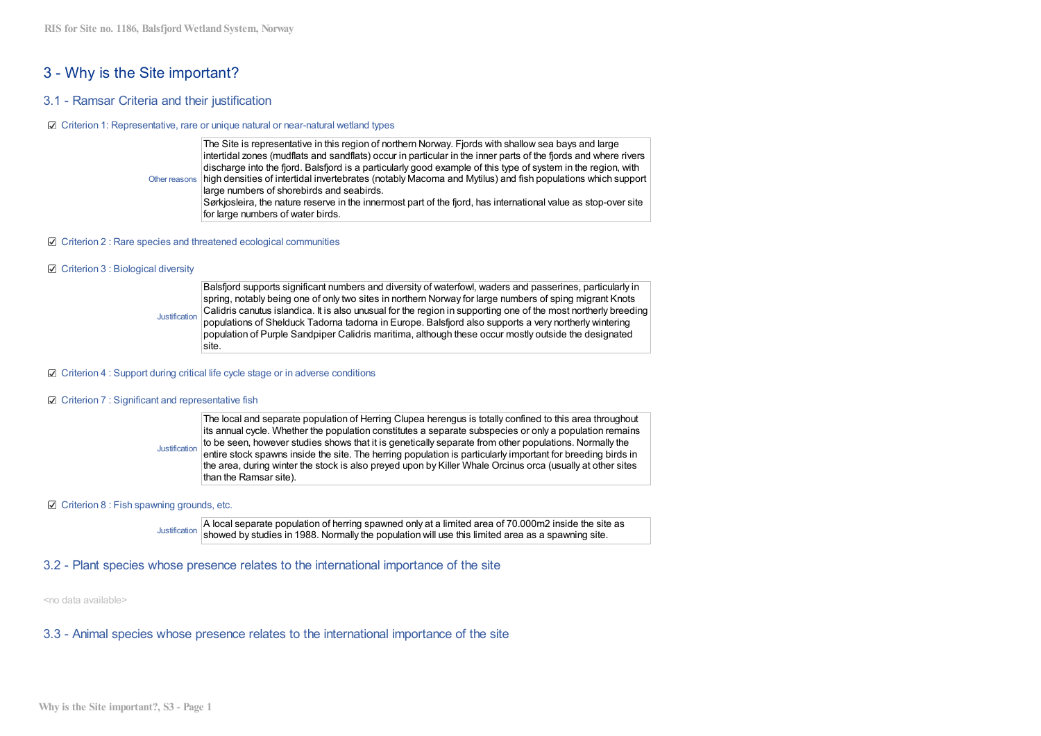## 3 - Why is the Site important?

### 3.1 - Ramsar Criteria and their justification

☑ Criterion 1: Representative, rare or unique natural or near-natural wetland types

| | |
|---|---|
| Other reasons | The Site is representative in this region of northern Norway. Fjords with shallow sea bays and large intertidal zones (mudflats and sandflats) occur in particular in the inner parts of the fjords and where rivers discharge into the fjord. Balsfjord is a particularly good example of this type of system in the region, with high densities of intertidal invertebrates (notably Macoma and Mytilus) and fish populations which support large numbers of shorebirds and seabirds.<br>Sørkjosleira, the nature reserve in the innermost part of the fjord, has international value as stop-over site for large numbers of water birds. |

☑ Criterion 2 : Rare species and threatened ecological communities

☑ Criterion 3 : Biological diversity

| | |
|---|---|
| Justification | Balsfjord supports significant numbers and diversity of waterfowl, waders and passerines, particularly in spring, notably being one of only two sites in northern Norway for large numbers of sping migrant Knots Calidris canutus islandica. It is also unusual for the region in supporting one of the most northerly breeding populations of Shelduck Tadorna tadorna in Europe. Balsfjord also supports a very northerly wintering population of Purple Sandpiper Calidris maritima, although these occur mostly outside the designated site. |

☑ Criterion 4 : Support during critical life cycle stage or in adverse conditions

☑ Criterion 7 : Significant and representative fish

| | |
|---|---|
| Justification | The local and separate population of Herring Clupea herengus is totally confined to this area throughout its annual cycle. Whether the population constitutes a separate subspecies or only a population remains to be seen, however studies shows that it is genetically separate from other populations. Normally the entire stock spawns inside the site. The herring population is particularly important for breeding birds in the area, during winter the stock is also preyed upon by Killer Whale Orcinus orca (usually at other sites than the Ramsar site). |

☑ Criterion 8 : Fish spawning grounds, etc.

| | |
|---|---|
| Justification | A local separate population of herring spawned only at a limited area of 70.000m2 inside the site as showed by studies in 1988. Normally the population will use this limited area as a spawning site. |

### 3.2 - Plant species whose presence relates to the international importance of the site

<no data available>

### 3.3 - Animal species whose presence relates to the international importance of the site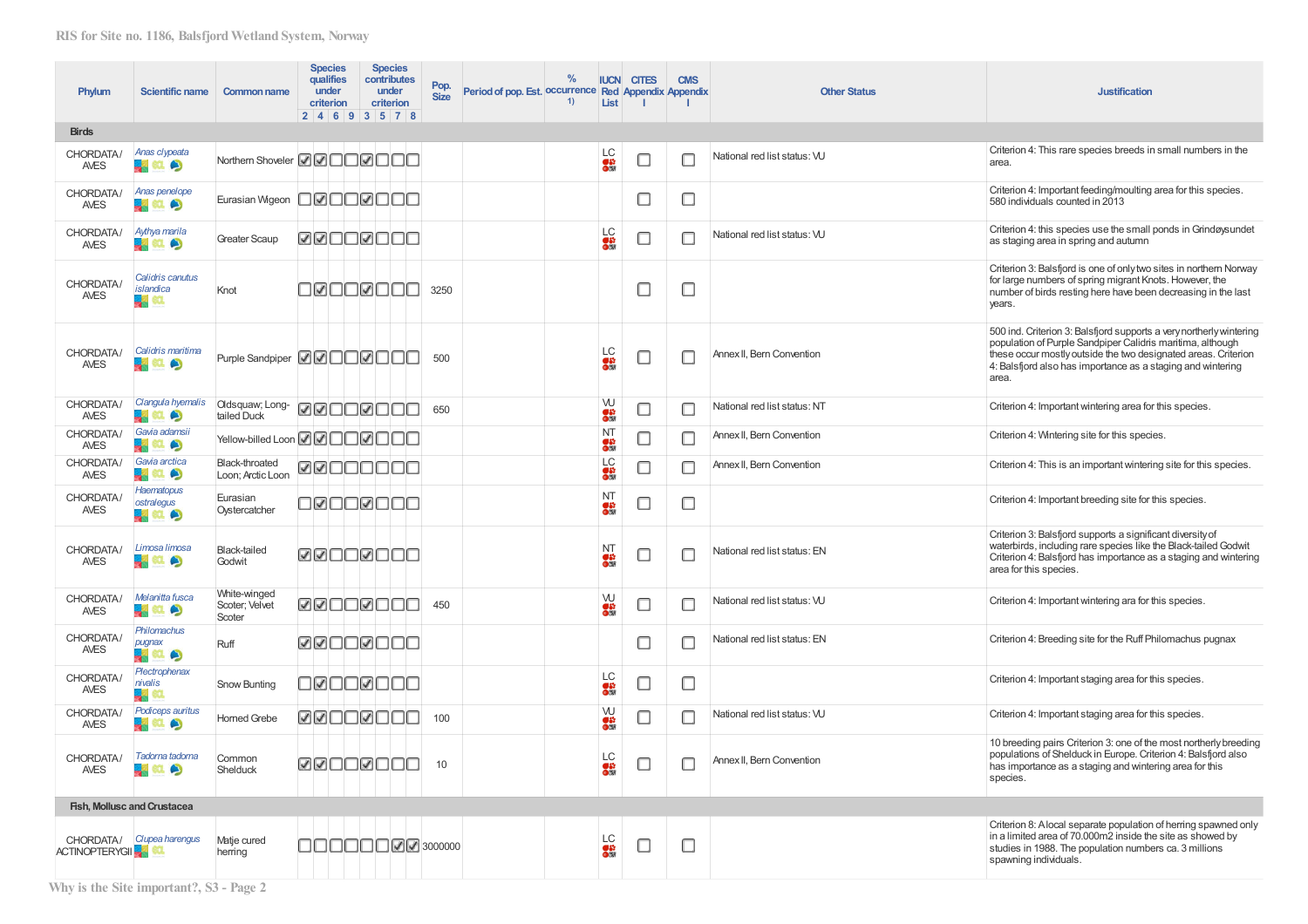| Phylum | Scientific name | Common name | Species qualifies under criterion | | | | Species contributes under criterion | | | | Pop. Size | Period of pop. Est. | % occurrence 1) | IUCN Red List | CITES Appendix I | CMS Appendix I | Other Status | Justification |
|---|---|---|---|---|---|---|---|---|---|---|---|---|---|---|---|---|---|---|
| | | | 2 | 4 | 6 | 9 | 3 | 5 | 7 | 8 | | | | | | | | |
| **Birds** | | | | | | | | | | | | | | | | | | |
| CHORDATA/ AVES | *Anas clypeata* | Northern Shoveler | ☑ | ☑ | ☐ | ☐ | ☑ | ☐ | ☐ | ☐ | | | | LC | ☐ | ☐ | National red list status: VU | Criterion 4: This rare species breeds in small numbers in the area. |
| CHORDATA/ AVES | *Anas penelope* | Eurasian Wigeon | ☐ | ☑ | ☐ | ☐ | ☑ | ☐ | ☐ | ☐ | | | | | ☐ | ☐ | | Criterion 4: Important feeding/moulting area for this species. 580 individuals counted in 2013 |
| CHORDATA/ AVES | *Aythya marila* | Greater Scaup | ☑ | ☑ | ☐ | ☐ | ☑ | ☐ | ☐ | ☐ | | | | LC | ☐ | ☐ | National red list status: VU | Criterion 4: this species use the small ponds in Grindøysundet as staging area in spring and autumn |
| CHORDATA/ AVES | *Calidris canutus islandica* | Knot | ☐ | ☑ | ☐ | ☐ | ☑ | ☐ | ☐ | ☐ | 3250 | | | | ☐ | ☐ | | Criterion 3: Balsfjord is one of only two sites in northern Norway for large numbers of spring migrant Knots. However, the number of birds resting here have been decreasing in the last years. |
| CHORDATA/ AVES | *Calidris maritima* | Purple Sandpiper | ☑ | ☑ | ☐ | ☐ | ☑ | ☐ | ☐ | ☐ | 500 | | | LC | ☐ | ☐ | Annex II, Bern Convention | 500 ind. Criterion 3: Balsfjord supports a very northerly wintering population of Purple Sandpiper Calidris maritima, although these occur mostly outside the two designated areas. Criterion 4: Balsfjord also has importance as a staging and wintering area. |
| CHORDATA/ AVES | *Clangula hyemalis* | Oldsquaw; Long-tailed Duck | ☑ | ☑ | ☐ | ☐ | ☑ | ☐ | ☐ | ☐ | 650 | | | VU | ☐ | ☐ | National red list status: NT | Criterion 4: Important wintering area for this species. |
| CHORDATA/ AVES | *Gavia adamsii* | Yellow-billed Loon | ☑ | ☑ | ☐ | ☐ | ☑ | ☐ | ☐ | ☐ | | | | NT | ☐ | ☐ | Annex II, Bern Convention | Criterion 4: Wintering site for this species. |
| CHORDATA/ AVES | *Gavia arctica* | Black-throated Loon; Arctic Loon | ☑ | ☑ | ☐ | ☐ | ☐ | ☐ | ☐ | ☐ | | | | LC | ☐ | ☐ | Annex II, Bern Convention | Criterion 4: This is an important wintering site for this species. |
| CHORDATA/ AVES | *Haematopus ostralegus* | Eurasian Oystercatcher | ☐ | ☑ | ☐ | ☐ | ☑ | ☐ | ☐ | ☐ | | | | NT | ☐ | ☐ | | Criterion 4: Important breeding site for this species. |
| CHORDATA/ AVES | *Limosa limosa* | Black-tailed Godwit | ☑ | ☑ | ☐ | ☐ | ☑ | ☐ | ☐ | ☐ | | | | NT | ☐ | ☐ | National red list status: EN | Criterion 3: Balsfjord supports a significant diversity of waterbirds, including rare species like the Black-tailed Godwit Criterion 4: Balsfjord has importance as a staging and wintering area for this species. |
| CHORDATA/ AVES | *Melanitta fusca* | White-winged Scoter; Velvet Scoter | ☑ | ☑ | ☐ | ☐ | ☑ | ☐ | ☐ | ☐ | 450 | | | VU | ☐ | ☐ | National red list status: VU | Criterion 4: Important wintering ara for this species. |
| CHORDATA/ AVES | *Philomachus pugnax* | Ruff | ☑ | ☑ | ☐ | ☐ | ☑ | ☐ | ☐ | ☐ | | | | | ☐ | ☐ | National red list status: EN | Criterion 4: Breeding site for the Ruff Philomachus pugnax |
| CHORDATA/ AVES | *Plectrophenax nivalis* | Snow Bunting | ☐ | ☑ | ☐ | ☐ | ☑ | ☐ | ☐ | ☐ | | | | LC | ☐ | ☐ | | Criterion 4: Important staging area for this species. |
| CHORDATA/ AVES | *Podiceps auritus* | Horned Grebe | ☑ | ☑ | ☐ | ☐ | ☑ | ☐ | ☐ | ☐ | 100 | | | VU | ☐ | ☐ | National red list status: VU | Criterion 4: Important staging area for this species. |
| CHORDATA/ AVES | *Tadorna tadorna* | Common Shelduck | ☑ | ☑ | ☐ | ☐ | ☑ | ☐ | ☐ | ☐ | 10 | | | LC | ☐ | ☐ | Annex II, Bern Convention | 10 breeding pairs Criterion 3: one of the most northerly breeding populations of Shelduck in Europe. Criterion 4: Balsfjord also has importance as a staging and wintering area for this species. |
| **Fish, Mollusc and Crustacea** | | | | | | | | | | | | | | | | | | |
| CHORDATA/ ACTINOPTERYGII | *Clupea harengus* | Matje cured herring | ☐ | ☐ | ☐ | ☐ | ☐ | ☐ | ☑ | ☑ | 3000000 | | | LC | ☐ | ☐ | | Criterion 8: A local separate population of herring spawned only in a limited area of 70.000m2 inside the site as showed by studies in 1988. The population numbers ca. 3 millions spawning individuals. |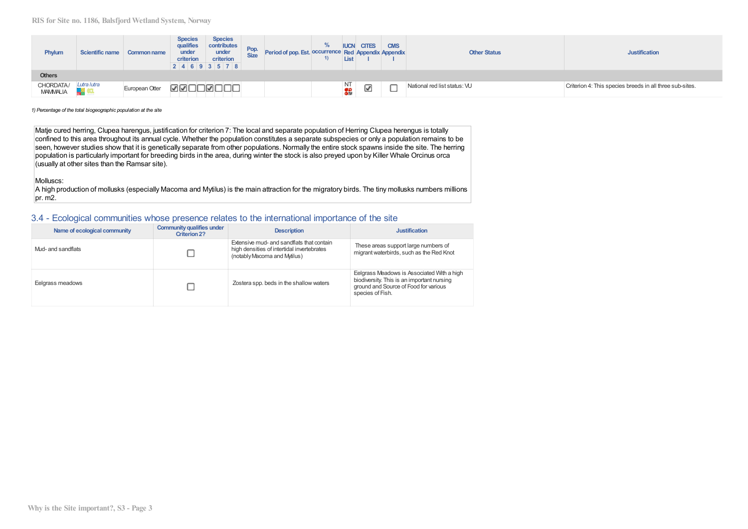| Phylum | Scientific name | Common name | Species qualifies under criterion | | | | Species contributes under criterion | | | | Pop. Size | Period of pop. Est. | % occurrence 1) | IUCN Red List | CITES Appendix I | CMS Appendix I | Other Status | Justification |
|---|---|---|---|---|---|---|---|---|---|---|---|---|---|---|---|---|---|---|
| | | | 2 | 4 | 6 | 9 | 3 | 5 | 7 | 8 | | | | | | | | |
| **Others** | | | | | | | | | | | | | | | | | | |
| CHORDATA / MAMMALIA | *Lutra lutra* | European Otter | ☑ | ☑ | ☐ | ☐ | ☑ | ☐ | ☐ | ☐ | | | | NT | ☑ | ☐ | National red list status: VU | Criterion 4: This species breeds in all three sub-sites. |

*1) Percentage of the total biogeographic population at the site*

Matje cured herring, Clupea harengus, justification for criterion 7: The local and separate population of Herring Clupea herengus is totally confined to this area throughout its annual cycle. Whether the population constitutes a separate subspecies or only a population remains to be seen, however studies show that it is genetically separate from other populations. Normally the entire stock spawns inside the site. The herring population is particularly important for breeding birds in the area, during winter the stock is also preyed upon by Killer Whale Orcinus orca (usually at other sites than the Ramsar site).

Molluscs:
A high production of mollusks (especially Macoma and Mytilus) is the main attraction for the migratory birds. The tiny mollusks numbers millions pr. m2.

## 3.4 - Ecological communities whose presence relates to the international importance of the site

| Name of ecological community | Community qualifies under Criterion 2? | Description | Justification |
|---|---|---|---|
| Mud- and sandflats | ☐ | Extensive mud- and sandflats that contain high densities of intertidal invertebrates (notably Macoma and Mytilus) | These areas support large numbers of migrant waterbirds, such as the Red Knot |
| Eelgrass meadows | ☐ | Zostera spp. beds in the shallow waters | Eelgrass Meadows is Associated With a high biodiversity. This is an important nursing ground and Source of Food for various species of Fish. |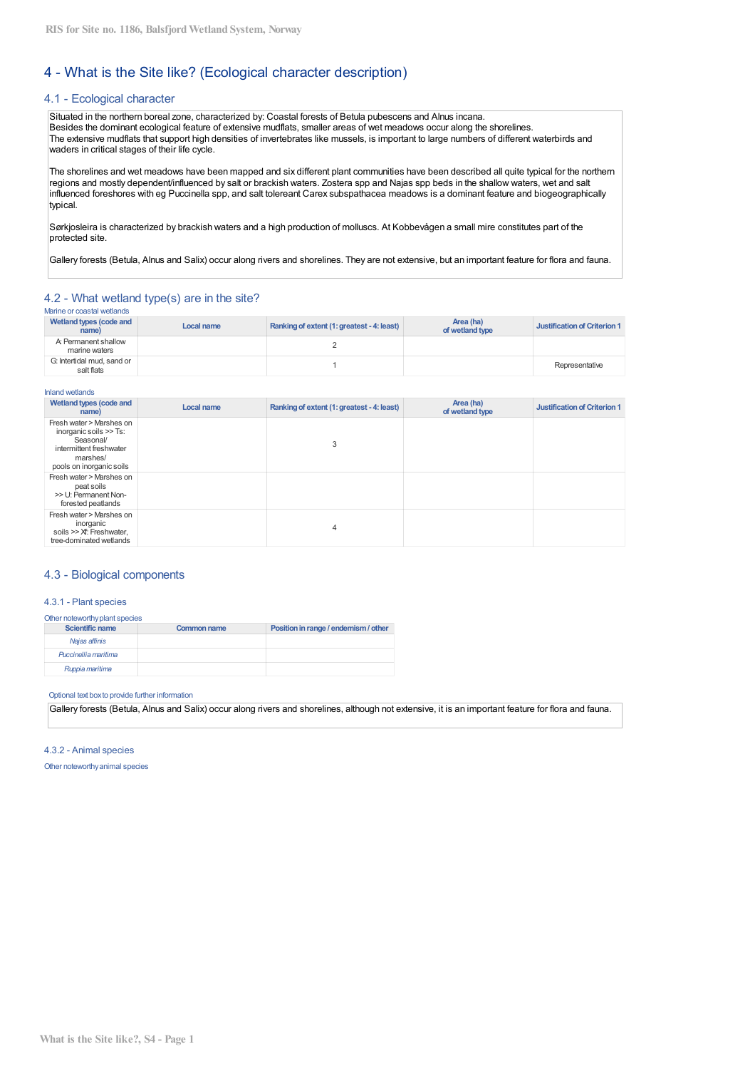# 4 - What is the Site like? (Ecological character description)

## 4.1 - Ecological character

Situated in the northern boreal zone, characterized by: Coastal forests of Betula pubescens and Alnus incana.
Besides the dominant ecological feature of extensive mudflats, smaller areas of wet meadows occur along the shorelines.
The extensive mudflats that support high densities of invertebrates like mussels, is important to large numbers of different waterbirds and waders in critical stages of their life cycle.

The shorelines and wet meadows have been mapped and six different plant communities have been described all quite typical for the northern regions and mostly dependent/influenced by salt or brackish waters. Zostera spp and Najas spp beds in the shallow waters, wet and salt influenced foreshores with eg Puccinella spp, and salt toleraant Carex subspathacea meadows is a dominant feature and biogeographically typical.

Sørkjosleira is characterized by brackish waters and a high production of molluscs. At Kobbevågen a small mire constitutes part of the protected site.

Gallery forests (Betula, Alnus and Salix) occur along rivers and shorelines. They are not extensive, but an important feature for flora and fauna.

## 4.2 - What wetland type(s) are in the site?

Marine or coastal wetlands

| Wetland types (code and name) | Local name | Ranking of extent (1: greatest - 4: least) | Area (ha) of wetland type | Justification of Criterion 1 |
|---|---|---|---|---|
| A: Permanent shallow marine waters | | 2 | | |
| G: Intertidal mud, sand or salt flats | | 1 | | Representative |

Inland wetlands

| Wetland types (code and name) | Local name | Ranking of extent (1: greatest - 4: least) | Area (ha) of wetland type | Justification of Criterion 1 |
|---|---|---|---|---|
| Fresh water > Marshes on inorganic soils >> Ts: Seasonal/ intermittent freshwater marshes/ pools on inorganic soils | | 3 | | |
| Fresh water > Marshes on peat soils >> U: Permanent Non-forested peatlands | | | | |
| Fresh water > Marshes on inorganic soils >> Xf: Freshwater, tree-dominated wetlands | | 4 | | |

## 4.3 - Biological components

### 4.3.1 - Plant species

Other noteworthy plant species

| Scientific name | Common name | Position in range / endemism / other |
|---|---|---|
| *Najas affinis* | | |
| *Puccinellia maritima* | | |
| *Ruppia maritima* | | |

Optional text box to provide further information

Gallery forests (Betula, Alnus and Salix) occur along rivers and shorelines, although not extensive, it is an important feature for flora and fauna.

### 4.3.2 - Animal species

Other noteworthy animal species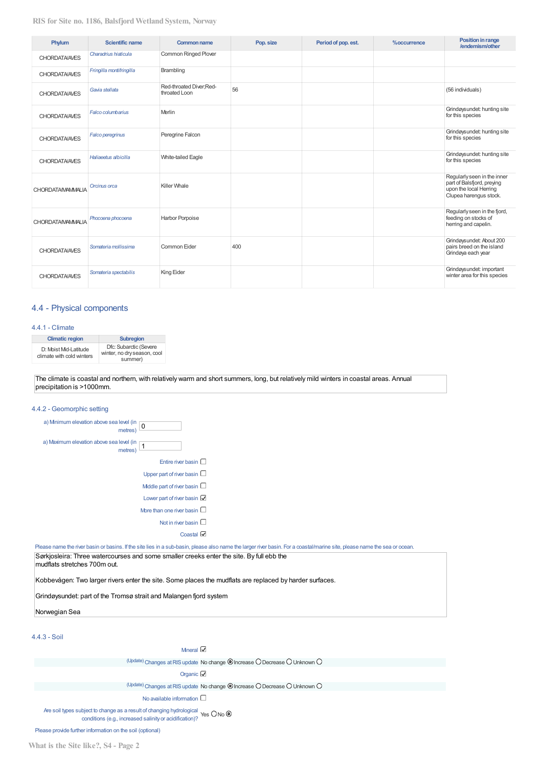| Phylum | Scientific name | Common name | Pop. size | Period of pop. est. | %occurrence | Position in range /endemism/other |
|---|---|---|---|---|---|---|
| CHORDATA/AVES | *Charadrius hiaticula* | Common Ringed Plover | | | | |
| CHORDATA/AVES | *Fringilla montifringilla* | Brambling | | | | |
| CHORDATA/AVES | *Gavia stellata* | Red-throated Diver;Red-throated Loon | 56 | | | (56 individuals) |
| CHORDATA/AVES | *Falco columbarius* | Merlin | | | | Grindøysundet: hunting site for this species |
| CHORDATA/AVES | *Falco peregrinus* | Peregrine Falcon | | | | Grindøysundet: hunting site for this species |
| CHORDATA/AVES | *Haliaeetus albicilla* | White-tailed Eagle | | | | Grindøysundet: hunting site for this species |
| CHORDATA/MAMMALIA | *Orcinus orca* | Killer Whale | | | | Regularly seen in the inner part of Balsfjord, preying upon the local Herring Clupea harengus stock. |
| CHORDATA/MAMMALIA | *Phocoena phocoena* | Harbor Porpoise | | | | Regularly seen in the fjord, feeding on stocks of herring and capelin. |
| CHORDATA/AVES | *Somateria mollissima* | Common Eider | 400 | | | Grindøysundet: About 200 pairs breed on the island Grindøya each year |
| CHORDATA/AVES | *Somateria spectabilis* | King Eider | | | | Grindøysundet: important winter area for this species |

## 4.4 - Physical components

### 4.4.1 - Climate

| Climatic region | Subregion |
|---|---|
| D: Moist Mid-Latitude climate with cold winters | Dfc: Subarctic (Severe winter, no dry season, cool summer) |

The climate is coastal and northern, with relatively warm and short summers, long, but relatively mild winters in coastal areas. Annual precipitation is >1000mm.

### 4.4.2 - Geomorphic setting

a) Minimum elevation above sea level (in metres): 0

a) Maximum elevation above sea level (in metres): 1

- Entire river basin ☐
- Upper part of river basin ☐
- Middle part of river basin ☐
- Lower part of river basin ☑
- More than one river basin ☐
- Not in river basin ☐
- Coastal ☑

Please name the river basin or basins. If the site lies in a sub-basin, please also name the larger river basin. For a coastal/marine site, please name the sea or ocean.

Sørkjosleira: Three watercourses and some smaller creeks enter the site. By full ebb the mudflats stretches 700m out.

Kobbevågen: Two larger rivers enter the site. Some places the mudflats are replaced by harder surfaces.

Grindøysundet: part of the Tromsø strait and Malangen fjord system

Norwegian Sea

### 4.4.3 - Soil

Mineral ☑

(Update) Changes at RIS update: No change ◉ Increase ○ Decrease ○ Unknown ○

Organic ☑

(Update) Changes at RIS update: No change ◉ Increase ○ Decrease ○ Unknown ○

No available information ☐

Are soil types subject to change as a result of changing hydrological conditions (e.g., increased salinity or acidification)? Yes ○ No ◉

Please provide further information on the soil (optional)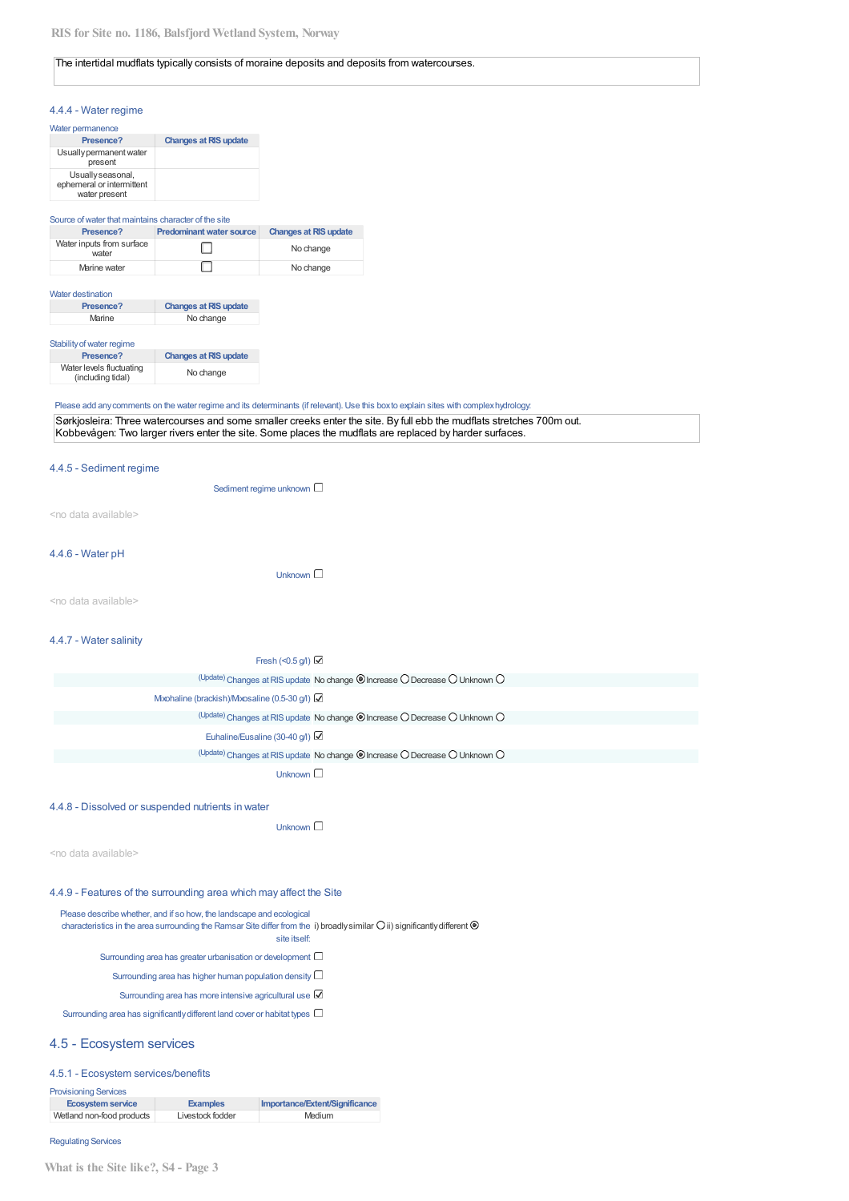The intertidal mudflats typically consists of moraine deposits and deposits from watercourses.

### 4.4.4 - Water regime

Water permanence

| Presence? | Changes at RIS update |
|---|---|
| Usually permanent water present | |
| Usually seasonal, ephemeral or intermittent water present | |

Source of water that maintains character of the site

| Presence? | Predominant water source | Changes at RIS update |
|---|---|---|
| Water inputs from surface water | ☐ | No change |
| Marine water | ☐ | No change |

Water destination

| Presence? | Changes at RIS update |
|---|---|
| Marine | No change |

Stability of water regime

| Presence? | Changes at RIS update |
|---|---|
| Water levels fluctuating (including tidal) | No change |

Please add any comments on the water regime and its determinants (if relevant). Use this box to explain sites with complex hydrology:

Sørkjosleira: Three watercourses and some smaller creeks enter the site. By full ebb the mudflats stretches 700m out.
Kobbevågen: Two larger rivers enter the site. Some places the mudflats are replaced by harder surfaces.

### 4.4.5 - Sediment regime

Sediment regime unknown ☐

<no data available>

### 4.4.6 - Water pH

Unknown ☐

<no data available>

### 4.4.7 - Water salinity

Fresh (<0.5 g/l) ☑

(Update) Changes at RIS update No change ◉ Increase ○ Decrease ○ Unknown ○

Mixohaline (brackish)/Mixosaline (0.5-30 g/l) ☑

(Update) Changes at RIS update No change ◉ Increase ○ Decrease ○ Unknown ○

Euhaline/Eusaline (30-40 g/l) ☑

(Update) Changes at RIS update No change ◉ Increase ○ Decrease ○ Unknown ○

Unknown ☐

### 4.4.8 - Dissolved or suspended nutrients in water

Unknown ☐

<no data available>

### 4.4.9 - Features of the surrounding area which may affect the Site

Please describe whether, and if so how, the landscape and ecological characteristics in the area surrounding the Ramsar Site differ from the site itself: i) broadly similar ○ ii) significantly different ◉

Surrounding area has greater urbanisation or development ☐

Surrounding area has higher human population density ☐

Surrounding area has more intensive agricultural use ☑

Surrounding area has significantly different land cover or habitat types ☐

## 4.5 - Ecosystem services

### 4.5.1 - Ecosystem services/benefits

Provisioning Services

| Ecosystem service | Examples | Importance/Extent/Significance |
|---|---|---|
| Wetland non-food products | Livestock fodder | Medium |

Regulating Services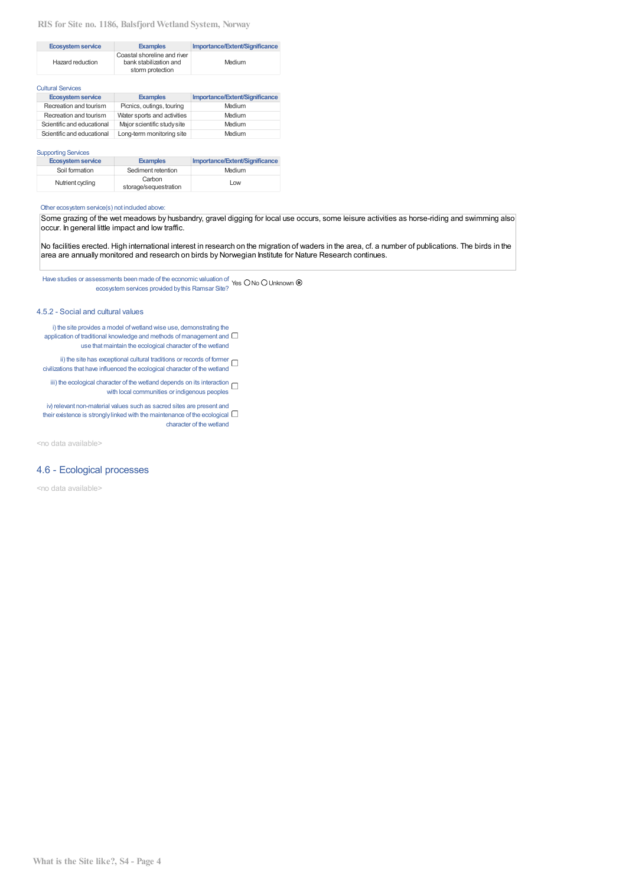| Ecosystem service | Examples | Importance/Extent/Significance |
| --- | --- | --- |
| Hazard reduction | Coastal shoreline and river bank stabilization and storm protection | Medium |

Cultural Services

| Ecosystem service | Examples | Importance/Extent/Significance |
| --- | --- | --- |
| Recreation and tourism | Picnics, outings, touring | Medium |
| Recreation and tourism | Water sports and activities | Medium |
| Scientific and educational | Major scientific study site | Medium |
| Scientific and educational | Long-term monitoring site | Medium |

Supporting Services

| Ecosystem service | Examples | Importance/Extent/Significance |
| --- | --- | --- |
| Soil formation | Sediment retention | Medium |
| Nutrient cycling | Carbon storage/sequestration | Low |

Other ecosystem service(s) not included above:

Some grazing of the wet meadows by husbandry, gravel digging for local use occurs, some leisure activities as horse-riding and swimming also occur. In general little impact and low traffic.

No facilities erected. High international interest in research on the migration of waders in the area, cf. a number of publications. The birds in the area are annually monitored and research on birds by Norwegian Institute for Nature Research continues.

Have studies or assessments been made of the economic valuation of ecosystem services provided by this Ramsar Site? Yes ○ No ○ Unknown ◉

### 4.5.2 - Social and cultural values

i) the site provides a model of wetland wise use, demonstrating the application of traditional knowledge and methods of management and use that maintain the ecological character of the wetland ☐

ii) the site has exceptional cultural traditions or records of former civilizations that have influenced the ecological character of the wetland ☐

iii) the ecological character of the wetland depends on its interaction with local communities or indigenous peoples ☐

iv) relevant non-material values such as sacred sites are present and their existence is strongly linked with the maintenance of the ecological character of the wetland ☐

<no data available>

## 4.6 - Ecological processes

<no data available>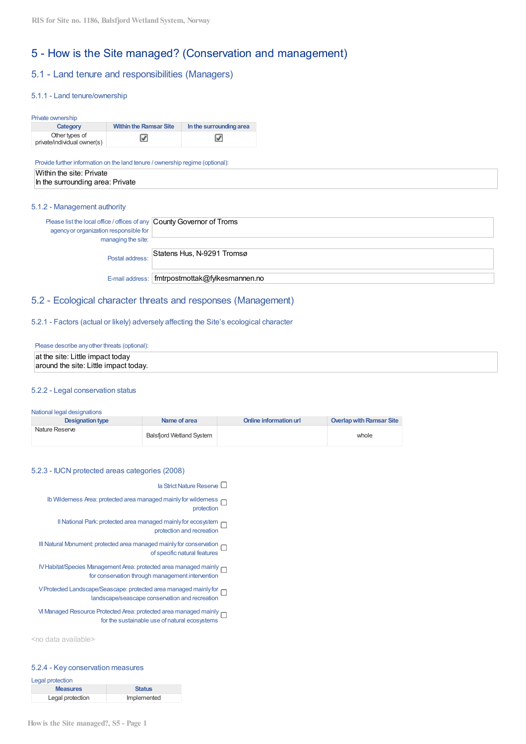# 5 - How is the Site managed? (Conservation and management)

## 5.1 - Land tenure and responsibilities (Managers)

### 5.1.1 - Land tenure/ownership

Private ownership

| Category | Within the Ramsar Site | In the surrounding area |
|---|---|---|
| Other types of private/individual owner(s) | ☑ | ☑ |

Provide further information on the land tenure / ownership regime (optional):

Within the site: Private
In the surrounding area: Private

### 5.1.2 - Management authority

Please list the local office / offices of any agency or organization responsible for managing the site: County Governor of Troms

Postal address: Statens Hus, N-9291 Tromsø

E-mail address: fmtrpostmottak@fylkesmannen.no

## 5.2 - Ecological character threats and responses (Management)

### 5.2.1 - Factors (actual or likely) adversely affecting the Site's ecological character

Please describe any other threats (optional):

at the site: Little impact today
around the site: Little impact today.

### 5.2.2 - Legal conservation status

National legal designations

| Designation type | Name of area | Online information url | Overlap with Ramsar Site |
|---|---|---|---|
| Nature Reserve | Balsfjord Wetland System | | whole |

### 5.2.3 - IUCN protected areas categories (2008)

- Ia Strict Nature Reserve ☐
- Ib Wilderness Area: protected area managed mainly for wilderness protection ☐
- II National Park: protected area managed mainly for ecosystem protection and recreation ☐
- III Natural Monument: protected area managed mainly for conservation of specific natural features ☐
- IV Habitat/Species Management Area: protected area managed mainly for conservation through management intervention ☐
- V Protected Landscape/Seascape: protected area managed mainly for landscape/seascape conservation and recreation ☐
- VI Managed Resource Protected Area: protected area managed mainly for the sustainable use of natural ecosystems ☐

<no data available>

### 5.2.4 - Key conservation measures

Legal protection

| Measures | Status |
|---|---|
| Legal protection | Implemented |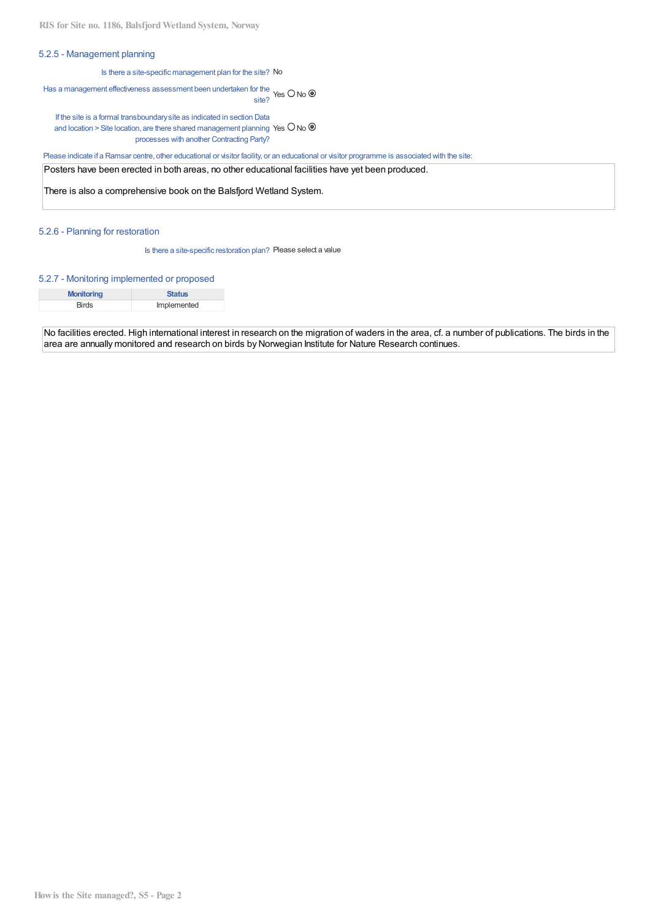### 5.2.5 - Management planning

Is there a site-specific management plan for the site? No

Has a management effectiveness assessment been undertaken for the site? Yes ○ No ◉

If the site is a formal transboundary site as indicated in section Data and location > Site location, are there shared management planning processes with another Contracting Party? Yes ○ No ◉

Please indicate if a Ramsar centre, other educational or visitor facility, or an educational or visitor programme is associated with the site:

Posters have been erected in both areas, no other educational facilities have yet been produced.

There is also a comprehensive book on the Balsfjord Wetland System.

### 5.2.6 - Planning for restoration

Is there a site-specific restoration plan? Please select a value

### 5.2.7 - Monitoring implemented or proposed

| Monitoring | Status |
|---|---|
| Birds | Implemented |

No facilities erected. High international interest in research on the migration of waders in the area, cf. a number of publications. The birds in the area are annually monitored and research on birds by Norwegian Institute for Nature Research continues.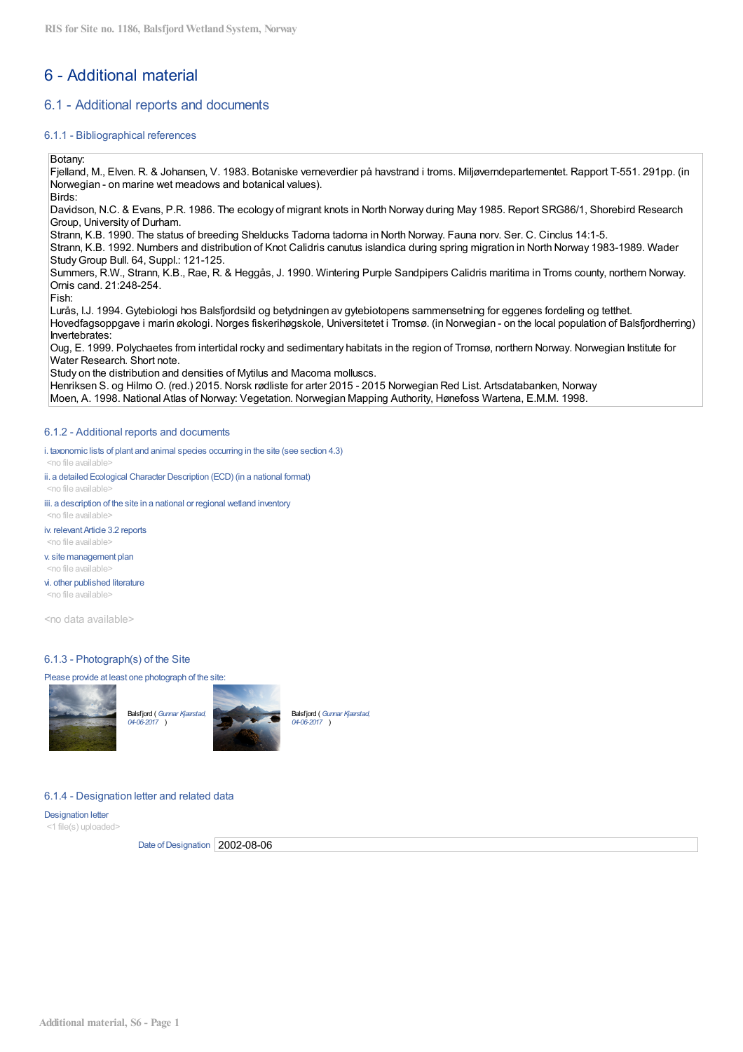# 6 - Additional material

## 6.1 - Additional reports and documents

### 6.1.1 - Bibliographical references

Botany:
Fjelland, M., Elven. R. & Johansen, V. 1983. Botaniske verneverdier på havstrand i troms. Miljøverndepartementet. Rapport T-551. 291pp. (in Norwegian - on marine wet meadows and botanical values).
Birds:
Davidson, N.C. & Evans, P.R. 1986. The ecology of migrant knots in North Norway during May 1985. Report SRG86/1, Shorebird Research Group, University of Durham.
Strann, K.B. 1990. The status of breeding Shelducks Tadorna tadorna in North Norway. Fauna norv. Ser. C. Cinclus 14:1-5.
Strann, K.B. 1992. Numbers and distribution of Knot Calidris canutus islandica during spring migration in North Norway 1983-1989. Wader Study Group Bull. 64, Suppl.: 121-125.
Summers, R.W., Strann, K.B., Rae, R. & Heggås, J. 1990. Wintering Purple Sandpipers Calidris maritima in Troms county, northern Norway. Ornis cand. 21:248-254.
Fish:
Lurås, I.J. 1994. Gytebiologi hos Balsfjordsild og betydningen av gytebiotopens sammensetning for eggenes fordeling og tetthet. Hovedfagsoppgave i marin økologi. Norges fiskerihøgskole, Universitetet i Tromsø. (in Norwegian - on the local population of Balsfjordherring)
Invertebrates:
Oug, E. 1999. Polychaetes from intertidal rocky and sedimentary habitats in the region of Tromsø, northern Norway. Norwegian Institute for Water Research. Short note.
Study on the distribution and densities of Mytilus and Macoma molluscs.
Henriksen S. og Hilmo O. (red.) 2015. Norsk rødliste for arter 2015 - 2015 Norwegian Red List. Artsdatabanken, Norway
Moen, A. 1998. National Atlas of Norway: Vegetation. Norwegian Mapping Authority, Hønefoss Wartena, E.M.M. 1998.

### 6.1.2 - Additional reports and documents

i. taxonomic lists of plant and animal species occurring in the site (see section 4.3)
<no file available>

ii. a detailed Ecological Character Description (ECD) (in a national format)
<no file available>

iii. a description of the site in a national or regional wetland inventory
<no file available>

iv. relevant Article 3.2 reports
<no file available>

v. site management plan
<no file available>

vi. other published literature
<no file available>

<no data available>

### 6.1.3 - Photograph(s) of the Site

Please provide at least one photograph of the site:

Balsfjord ( *Gunnar Kjærstad, 04-06-2017* )

Balsfjord ( *Gunnar Kjærstad, 04-06-2017* )

### 6.1.4 - Designation letter and related data

Designation letter
<1 file(s) uploaded>

Date of Designation: 2002-08-06